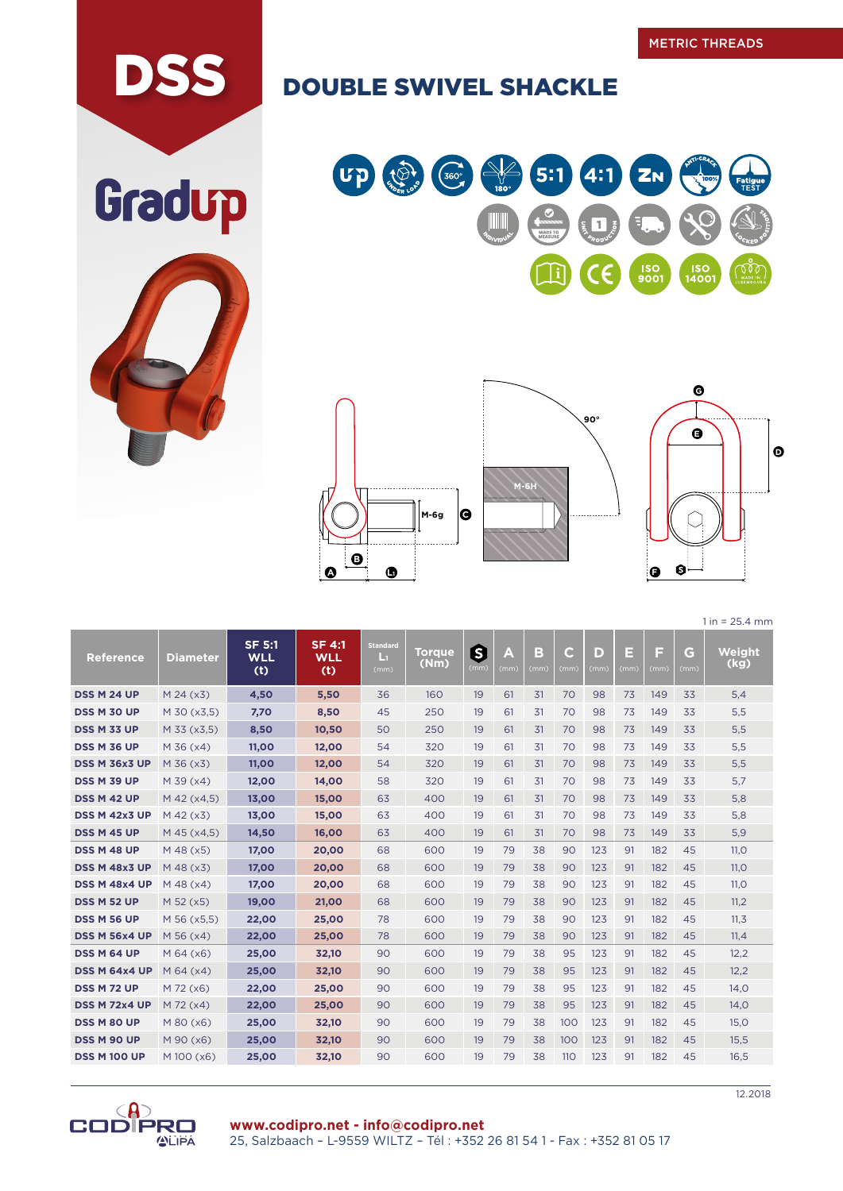METRIC THREADS

# DSS

Gradup

## DOUBLE SWIVEL SHACKLE

1 in = 25.4 mm

| Reference | Diameter | SF 5:1 WLL (t) | SF 4:1 WLL (t) | Standard L1 (mm) | Torque (Nm) | S (mm) | A (mm) | B (mm) | C (mm) | D (mm) | E (mm) | F (mm) | G (mm) | Weight (kg) |
|---|---|---|---|---|---|---|---|---|---|---|---|---|---|---|
| DSS M 24 UP | M 24 (x3) | 4,50 | 5,50 | 36 | 160 | 19 | 61 | 31 | 70 | 98 | 73 | 149 | 33 | 5,4 |
| DSS M 30 UP | M 30 (x3,5) | 7,70 | 8,50 | 45 | 250 | 19 | 61 | 31 | 70 | 98 | 73 | 149 | 33 | 5,5 |
| DSS M 33 UP | M 33 (x3,5) | 8,50 | 10,50 | 50 | 250 | 19 | 61 | 31 | 70 | 98 | 73 | 149 | 33 | 5,5 |
| DSS M 36 UP | M 36 (x4) | 11,00 | 12,00 | 54 | 320 | 19 | 61 | 31 | 70 | 98 | 73 | 149 | 33 | 5,5 |
| DSS M 36x3 UP | M 36 (x3) | 11,00 | 12,00 | 54 | 320 | 19 | 61 | 31 | 70 | 98 | 73 | 149 | 33 | 5,5 |
| DSS M 39 UP | M 39 (x4) | 12,00 | 14,00 | 58 | 320 | 19 | 61 | 31 | 70 | 98 | 73 | 149 | 33 | 5,7 |
| DSS M 42 UP | M 42 (x4,5) | 13,00 | 15,00 | 63 | 400 | 19 | 61 | 31 | 70 | 98 | 73 | 149 | 33 | 5,8 |
| DSS M 42x3 UP | M 42 (x3) | 13,00 | 15,00 | 63 | 400 | 19 | 61 | 31 | 70 | 98 | 73 | 149 | 33 | 5,8 |
| DSS M 45 UP | M 45 (x4,5) | 14,50 | 16,00 | 63 | 400 | 19 | 61 | 31 | 70 | 98 | 73 | 149 | 33 | 5,9 |
| DSS M 48 UP | M 48 (x5) | 17,00 | 20,00 | 68 | 600 | 19 | 79 | 38 | 90 | 123 | 91 | 182 | 45 | 11,0 |
| DSS M 48x3 UP | M 48 (x3) | 17,00 | 20,00 | 68 | 600 | 19 | 79 | 38 | 90 | 123 | 91 | 182 | 45 | 11,0 |
| DSS M 48x4 UP | M 48 (x4) | 17,00 | 20,00 | 68 | 600 | 19 | 79 | 38 | 90 | 123 | 91 | 182 | 45 | 11,0 |
| DSS M 52 UP | M 52 (x5) | 19,00 | 21,00 | 68 | 600 | 19 | 79 | 38 | 90 | 123 | 91 | 182 | 45 | 11,2 |
| DSS M 56 UP | M 56 (x5,5) | 22,00 | 25,00 | 78 | 600 | 19 | 79 | 38 | 90 | 123 | 91 | 182 | 45 | 11,3 |
| DSS M 56x4 UP | M 56 (x4) | 22,00 | 25,00 | 78 | 600 | 19 | 79 | 38 | 90 | 123 | 91 | 182 | 45 | 11,4 |
| DSS M 64 UP | M 64 (x6) | 25,00 | 32,10 | 90 | 600 | 19 | 79 | 38 | 95 | 123 | 91 | 182 | 45 | 12,2 |
| DSS M 64x4 UP | M 64 (x4) | 25,00 | 32,10 | 90 | 600 | 19 | 79 | 38 | 95 | 123 | 91 | 182 | 45 | 12,2 |
| DSS M 72 UP | M 72 (x6) | 22,00 | 25,00 | 90 | 600 | 19 | 79 | 38 | 95 | 123 | 91 | 182 | 45 | 14,0 |
| DSS M 72x4 UP | M 72 (x4) | 22,00 | 25,00 | 90 | 600 | 19 | 79 | 38 | 95 | 123 | 91 | 182 | 45 | 14,0 |
| DSS M 80 UP | M 80 (x6) | 25,00 | 32,10 | 90 | 600 | 19 | 79 | 38 | 100 | 123 | 91 | 182 | 45 | 15,0 |
| DSS M 90 UP | M 90 (x6) | 25,00 | 32,10 | 90 | 600 | 19 | 79 | 38 | 100 | 123 | 91 | 182 | 45 | 15,5 |
| DSS M 100 UP | M 100 (x6) | 25,00 | 32,10 | 90 | 600 | 19 | 79 | 38 | 110 | 123 | 91 | 182 | 45 | 16,5 |

12.2018

**www.codipro.net - info@codipro.net**
25, Salzbaach – L-9559 WILTZ – Tél : +352 26 81 54 1 - Fax : +352 81 05 17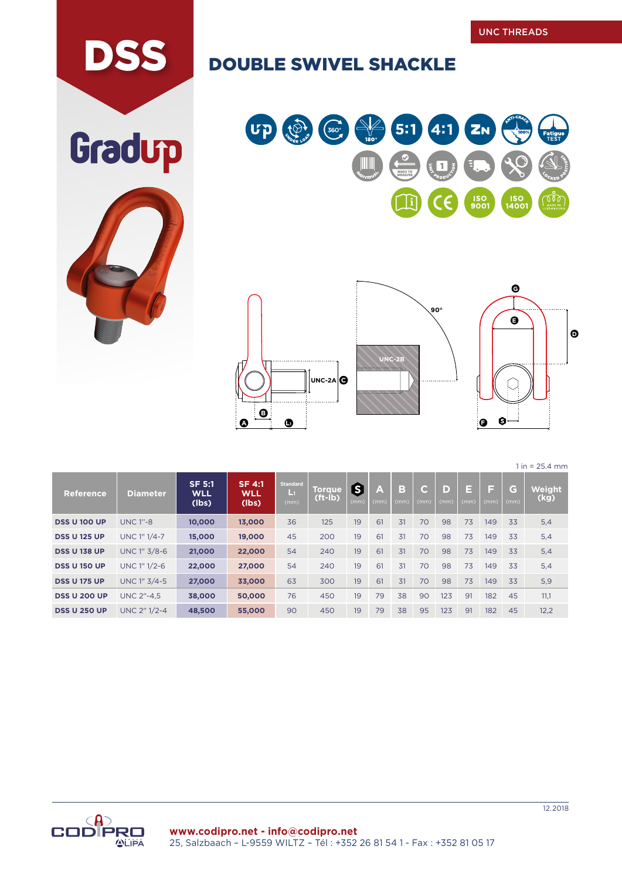UNC THREADS

# DSS

# DOUBLE SWIVEL SHACKLE

1 in = 25.4 mm

| Reference | Diameter | SF 5:1 WLL (lbs) | SF 4:1 WLL (lbs) | Standard L1 (mm) | Torque (ft-lb) | S (mm) | A (mm) | B (mm) | C (mm) | D (mm) | E (mm) | F (mm) | G (mm) | Weight (kg) |
|---|---|---|---|---|---|---|---|---|---|---|---|---|---|---|
| **DSS U 100 UP** | UNC 1"-8 | **10,000** | **13,000** | 36 | 125 | 19 | 61 | 31 | 70 | 98 | 73 | 149 | 33 | 5,4 |
| **DSS U 125 UP** | UNC 1" 1/4-7 | **15,000** | **19,000** | 45 | 200 | 19 | 61 | 31 | 70 | 98 | 73 | 149 | 33 | 5,4 |
| **DSS U 138 UP** | UNC 1" 3/8-6 | **21,000** | **22,000** | 54 | 240 | 19 | 61 | 31 | 70 | 98 | 73 | 149 | 33 | 5,4 |
| **DSS U 150 UP** | UNC 1" 1/2-6 | **22,000** | **27,000** | 54 | 240 | 19 | 61 | 31 | 70 | 98 | 73 | 149 | 33 | 5,4 |
| **DSS U 175 UP** | UNC 1" 3/4-5 | **27,000** | **33,000** | 63 | 300 | 19 | 61 | 31 | 70 | 98 | 73 | 149 | 33 | 5,9 |
| **DSS U 200 UP** | UNC 2"-4,5 | **38,000** | **50,000** | 76 | 450 | 19 | 79 | 38 | 90 | 123 | 91 | 182 | 45 | 11,1 |
| **DSS U 250 UP** | UNC 2" 1/2-4 | **48,500** | **55,000** | 90 | 450 | 19 | 79 | 38 | 95 | 123 | 91 | 182 | 45 | 12,2 |

12.2018

**www.codipro.net - info@codipro.net**
25, Salzbaach – L-9559 WILTZ – Tél : +352 26 81 54 1 - Fax : +352 81 05 17